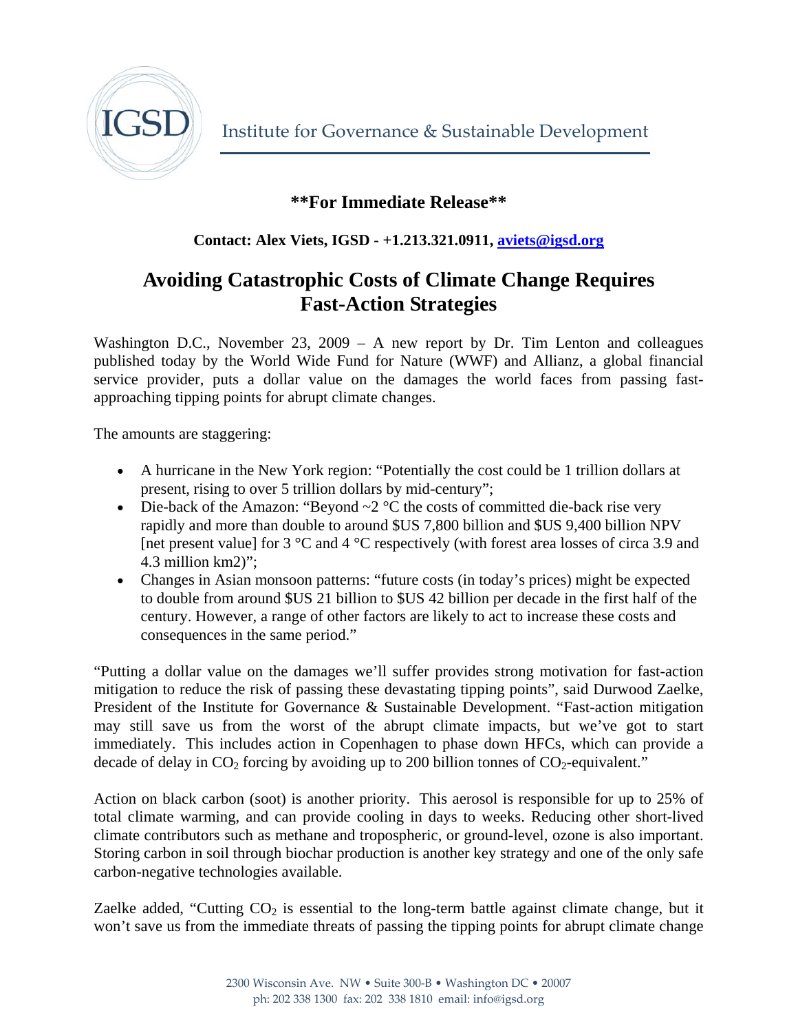IGSD Institute for Governance & Sustainable Development

**\*\*For Immediate Release\*\***

**Contact: Alex Viets, IGSD - +1.213.321.0911, aviets@igsd.org**

# Avoiding Catastrophic Costs of Climate Change Requires Fast-Action Strategies

Washington D.C., November 23, 2009 – A new report by Dr. Tim Lenton and colleagues published today by the World Wide Fund for Nature (WWF) and Allianz, a global financial service provider, puts a dollar value on the damages the world faces from passing fast-approaching tipping points for abrupt climate changes.

The amounts are staggering:

- A hurricane in the New York region: "Potentially the cost could be 1 trillion dollars at present, rising to over 5 trillion dollars by mid-century";
- Die-back of the Amazon: "Beyond ~2 °C the costs of committed die-back rise very rapidly and more than double to around $US 7,800 billion and $US 9,400 billion NPV [net present value] for 3 °C and 4 °C respectively (with forest area losses of circa 3.9 and 4.3 million km2)";
- Changes in Asian monsoon patterns: "future costs (in today's prices) might be expected to double from around $US 21 billion to $US 42 billion per decade in the first half of the century. However, a range of other factors are likely to act to increase these costs and consequences in the same period."

"Putting a dollar value on the damages we'll suffer provides strong motivation for fast-action mitigation to reduce the risk of passing these devastating tipping points", said Durwood Zaelke, President of the Institute for Governance & Sustainable Development. "Fast-action mitigation may still save us from the worst of the abrupt climate impacts, but we've got to start immediately. This includes action in Copenhagen to phase down HFCs, which can provide a decade of delay in $CO_2$ forcing by avoiding up to 200 billion tonnes of $CO_2$-equivalent."

Action on black carbon (soot) is another priority. This aerosol is responsible for up to 25% of total climate warming, and can provide cooling in days to weeks. Reducing other short-lived climate contributors such as methane and tropospheric, or ground-level, ozone is also important. Storing carbon in soil through biochar production is another key strategy and one of the only safe carbon-negative technologies available.

Zaelke added, "Cutting $CO_2$ is essential to the long-term battle against climate change, but it won't save us from the immediate threats of passing the tipping points for abrupt climate change

2300 Wisconsin Ave. NW • Suite 300-B • Washington DC • 20007
ph: 202 338 1300 fax: 202 338 1810 email: info@igsd.org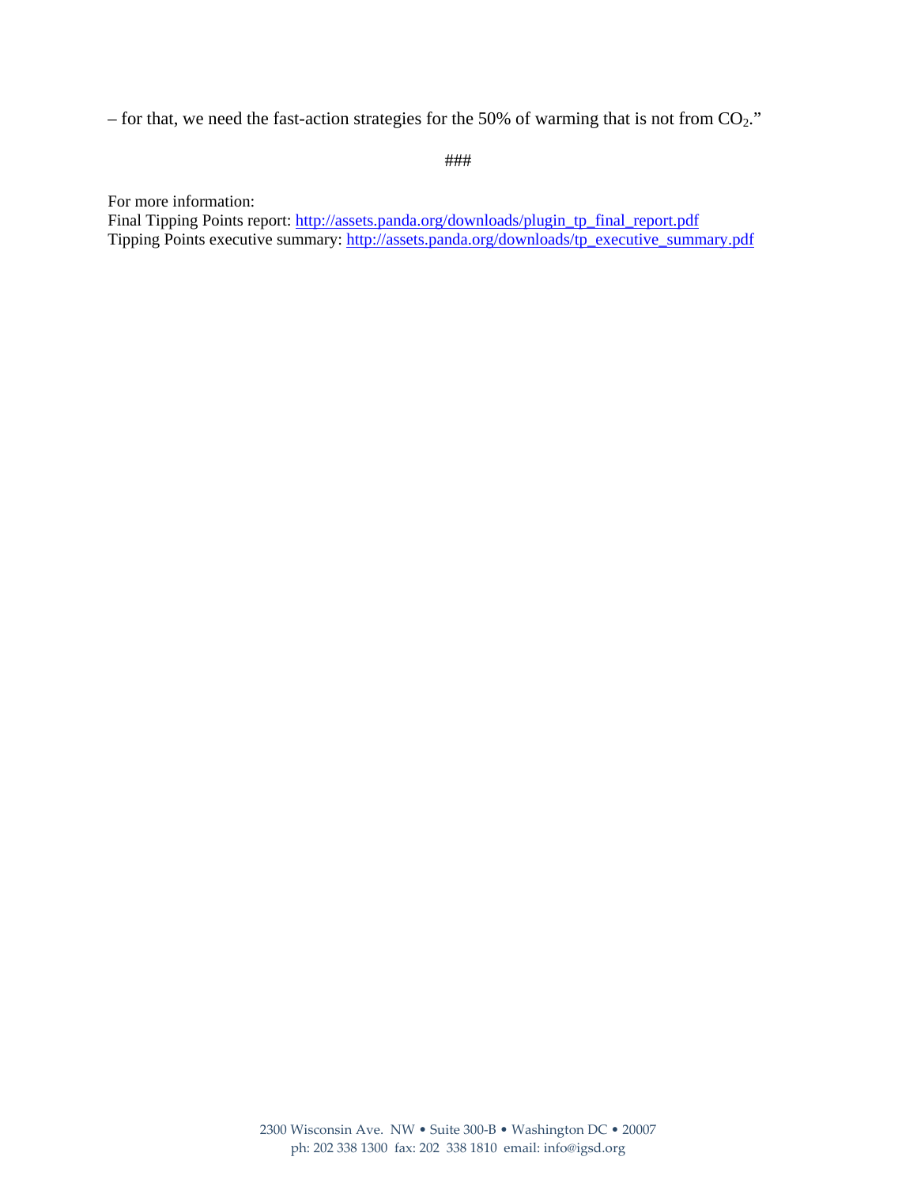– for that, we need the fast-action strategies for the 50% of warming that is not from $CO_2$."

###

For more information:
Final Tipping Points report: http://assets.panda.org/downloads/plugin_tp_final_report.pdf
Tipping Points executive summary: http://assets.panda.org/downloads/tp_executive_summary.pdf